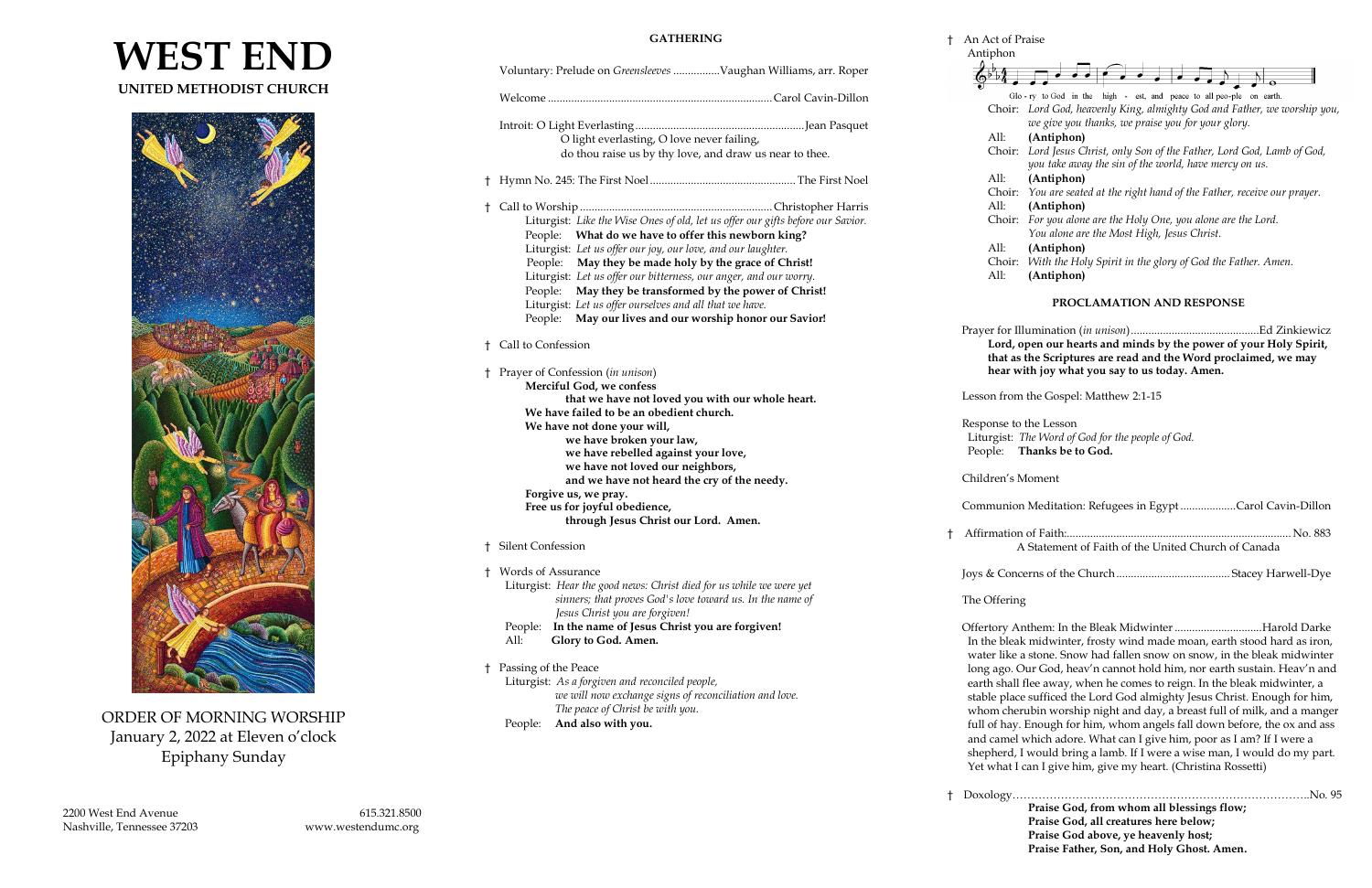# WEST END

**UNITED METHODIST CHURCH**

ORDER OF MORNING WORSHIP
January 2, 2022 at Eleven o'clock
Epiphany Sunday

2200 West End Avenue
Nashville, Tennessee 37203

615.321.8500
www.westendumc.org

## GATHERING

Voluntary: Prelude on *Greensleeves* ................Vaughan Williams, arr. Roper

Welcome ............................................................................Carol Cavin-Dillon

Introit: O Light Everlasting ..........................................................Jean Pasquet
O light everlasting, O love never failing,
do thou raise us by thy love, and draw us near to thee.

† Hymn No. 245: The First Noel ................................................. The First Noel

† Call to Worship .................................................................Christopher Harris
Liturgist: *Like the Wise Ones of old, let us offer our gifts before our Savior.*
People: **What do we have to offer this newborn king?**
Liturgist: *Let us offer our joy, our love, and our laughter.*
People: **May they be made holy by the grace of Christ!**
Liturgist: *Let us offer our bitterness, our anger, and our worry.*
People: **May they be transformed by the power of Christ!**
Liturgist: *Let us offer ourselves and all that we have.*
People: **May our lives and our worship honor our Savior!**

† Call to Confession

† Prayer of Confession (*in unison*)
**Merciful God, we confess**
**that we have not loved you with our whole heart.**
**We have failed to be an obedient church.**
**We have not done your will,**
**we have broken your law,**
**we have rebelled against your love,**
**we have not loved our neighbors,**
**and we have not heard the cry of the needy.**
**Forgive us, we pray.**
**Free us for joyful obedience,**
**through Jesus Christ our Lord. Amen.**

† Silent Confession

† Words of Assurance
Liturgist: *Hear the good news: Christ died for us while we were yet sinners; that proves God's love toward us. In the name of Jesus Christ you are forgiven!*
People: **In the name of Jesus Christ you are forgiven!**
All: **Glory to God. Amen.**

† Passing of the Peace
Liturgist: *As a forgiven and reconciled people, we will now exchange signs of reconciliation and love. The peace of Christ be with you.*
People: **And also with you.**

† An Act of Praise
Antiphon

Glo - ry to God in the high - est, and peace to all peo-ple on earth.

Choir: *Lord God, heavenly King, almighty God and Father, we worship you, we give you thanks, we praise you for your glory.*
All: **(Antiphon)**
Choir: *Lord Jesus Christ, only Son of the Father, Lord God, Lamb of God, you take away the sin of the world, have mercy on us.*
All: **(Antiphon)**
Choir: *You are seated at the right hand of the Father, receive our prayer.*
All: **(Antiphon)**
Choir: *For you alone are the Holy One, you alone are the Lord. You alone are the Most High, Jesus Christ.*
All: **(Antiphon)**
Choir: *With the Holy Spirit in the glory of God the Father. Amen.*
All: **(Antiphon)**

## PROCLAMATION AND RESPONSE

Prayer for Illumination (*in unison*)............................................Ed Zinkiewicz
**Lord, open our hearts and minds by the power of your Holy Spirit, that as the Scriptures are read and the Word proclaimed, we may hear with joy what you say to us today. Amen.**

Lesson from the Gospel: Matthew 2:1-15

Response to the Lesson
Liturgist: *The Word of God for the people of God.*
People: **Thanks be to God.**

Children's Moment

Communion Meditation: Refugees in Egypt ...................Carol Cavin-Dillon

† Affirmation of Faith:............................................................................. No. 883
A Statement of Faith of the United Church of Canada

Joys & Concerns of the Church ...................................... Stacey Harwell-Dye

The Offering

Offertory Anthem: In the Bleak Midwinter ..............................Harold Darke
In the bleak midwinter, frosty wind made moan, earth stood hard as iron, water like a stone. Snow had fallen snow on snow, in the bleak midwinter long ago. Our God, heav'n cannot hold him, nor earth sustain. Heav'n and earth shall flee away, when he comes to reign. In the bleak midwinter, a stable place sufficed the Lord God almighty Jesus Christ. Enough for him, whom cherubin worship night and day, a breast full of milk, and a manger full of hay. Enough for him, whom angels fall down before, the ox and ass and camel which adore. What can I give him, poor as I am? If I were a shepherd, I would bring a lamb. If I were a wise man, I would do my part. Yet what I can I give him, give my heart. (Christina Rossetti)

† Doxology……………………………………………………………………..No. 95
**Praise God, from whom all blessings flow;**
**Praise God, all creatures here below;**
**Praise God above, ye heavenly host;**
**Praise Father, Son, and Holy Ghost. Amen.**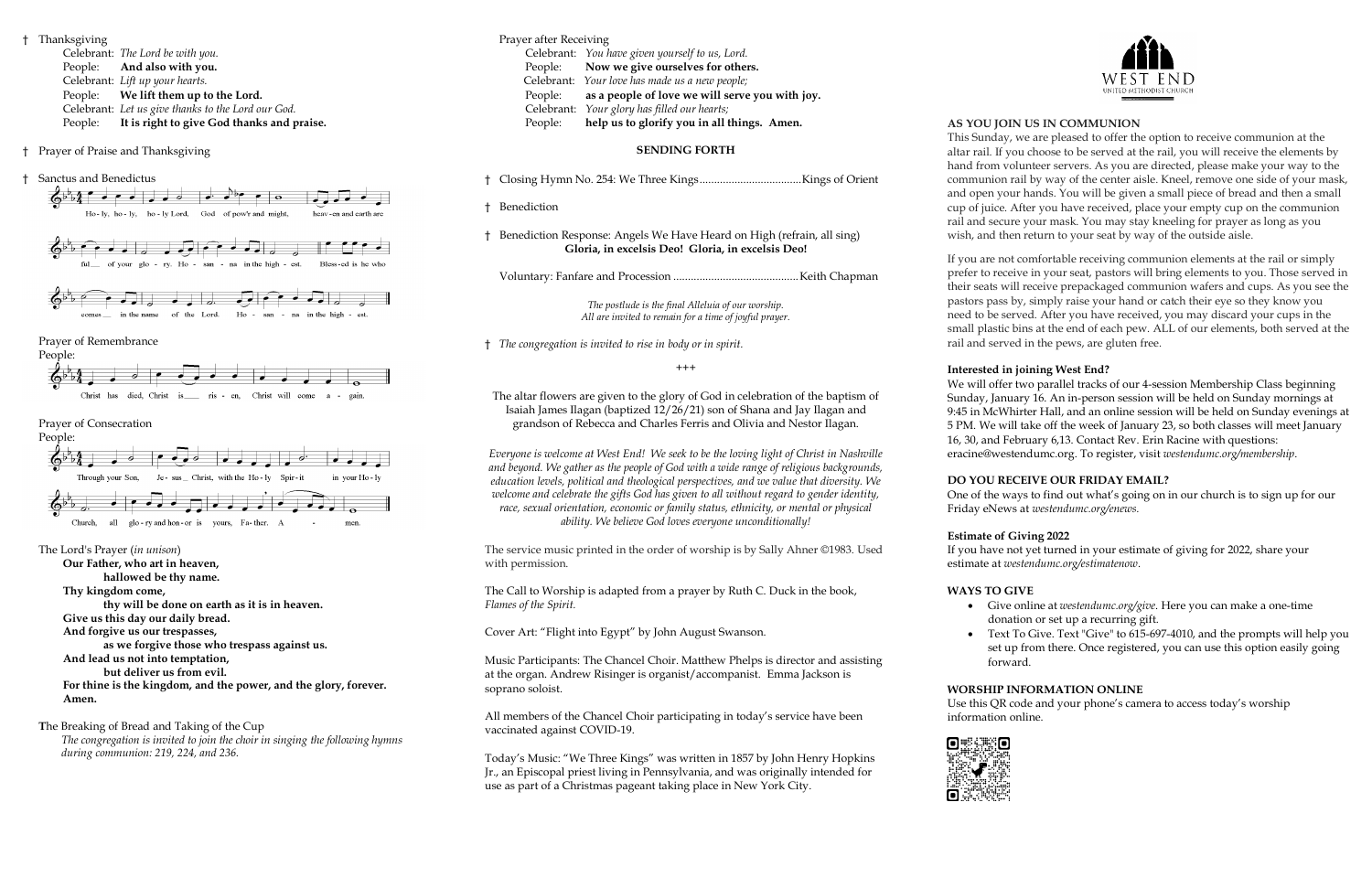† Thanksgiving

Celebrant: *The Lord be with you.*
People: **And also with you.**
Celebrant: *Lift up your hearts.*
People: **We lift them up to the Lord.**
Celebrant: *Let us give thanks to the Lord our God.*
People: **It is right to give God thanks and praise.**

† Prayer of Praise and Thanksgiving

† Sanctus and Benedictus

Ho - ly, ho - ly, ho - ly Lord, God of pow'r and might, heav - en and earth are full of your glo - ry. Ho - san - na in the high - est. Bless - ed is he who comes in the name of the Lord. Ho - san - na in the high - est.

Prayer of Remembrance

People:

Christ has died, Christ is ris - en, Christ will come a - gain.

Prayer of Consecration

People:

Through your Son, Je - sus Christ, with the Ho - ly Spir - it in your Ho - ly Church, all glo - ry and hon - or is yours, Fa - ther. A - men.

The Lord's Prayer (*in unison*)

**Our Father, who art in heaven,**
**hallowed be thy name.**
**Thy kingdom come,**
**thy will be done on earth as it is in heaven.**
**Give us this day our daily bread.**
**And forgive us our trespasses,**
**as we forgive those who trespass against us.**
**And lead us not into temptation,**
**but deliver us from evil.**
**For thine is the kingdom, and the power, and the glory, forever.**
**Amen.**

The Breaking of Bread and Taking of the Cup

*The congregation is invited to join the choir in singing the following hymns during communion: 219, 224, and 236.*

Prayer after Receiving

Celebrant: *You have given yourself to us, Lord.*
People: **Now we give ourselves for others.**
Celebrant: *Your love has made us a new people;*
People: **as a people of love we will serve you with joy.**
Celebrant: *Your glory has filled our hearts;*
People: **help us to glorify you in all things. Amen.**

## SENDING FORTH

† Closing Hymn No. 254: We Three Kings....................................Kings of Orient

† Benediction

† Benediction Response: Angels We Have Heard on High (refrain, all sing)
**Gloria, in excelsis Deo! Gloria, in excelsis Deo!**

Voluntary: Fanfare and Procession ............................................Keith Chapman

*The postlude is the final Alleluia of our worship.*
*All are invited to remain for a time of joyful prayer.*

† *The congregation is invited to rise in body or in spirit.*

+++

The altar flowers are given to the glory of God in celebration of the baptism of Isaiah James Ilagan (baptized 12/26/21) son of Shana and Jay Ilagan and grandson of Rebecca and Charles Ferris and Olivia and Nestor Ilagan.

*Everyone is welcome at West End! We seek to be the loving light of Christ in Nashville and beyond. We gather as the people of God with a wide range of religious backgrounds, education levels, political and theological perspectives, and we value that diversity. We welcome and celebrate the gifts God has given to all without regard to gender identity, race, sexual orientation, economic or family status, ethnicity, or mental or physical ability. We believe God loves everyone unconditionally!*

The service music printed in the order of worship is by Sally Ahner ©1983. Used with permission.

The Call to Worship is adapted from a prayer by Ruth C. Duck in the book, *Flames of the Spirit.*

Cover Art: "Flight into Egypt" by John August Swanson.

Music Participants: The Chancel Choir. Matthew Phelps is director and assisting at the organ. Andrew Risinger is organist/accompanist. Emma Jackson is soprano soloist.

All members of the Chancel Choir participating in today's service have been vaccinated against COVID-19.

Today's Music: "We Three Kings" was written in 1857 by John Henry Hopkins Jr., an Episcopal priest living in Pennsylvania, and was originally intended for use as part of a Christmas pageant taking place in New York City.

WEST END
UNITED METHODIST CHURCH

### AS YOU JOIN US IN COMMUNION

This Sunday, we are pleased to offer the option to receive communion at the altar rail. If you choose to be served at the rail, you will receive the elements by hand from volunteer servers. As you are directed, please make your way to the communion rail by way of the center aisle. Kneel, remove one side of your mask, and open your hands. You will be given a small piece of bread and then a small cup of juice. After you have received, place your empty cup on the communion rail and secure your mask. You may stay kneeling for prayer as long as you wish, and then return to your seat by way of the outside aisle.

If you are not comfortable receiving communion elements at the rail or simply prefer to receive in your seat, pastors will bring elements to you. Those served in their seats will receive prepackaged communion wafers and cups. As you see the pastors pass by, simply raise your hand or catch their eye so they know you need to be served. After you have received, you may discard your cups in the small plastic bins at the end of each pew. ALL of our elements, both served at the rail and served in the pews, are gluten free.

### Interested in joining West End?

We will offer two parallel tracks of our 4-session Membership Class beginning Sunday, January 16. An in-person session will be held on Sunday mornings at 9:45 in McWhirter Hall, and an online session will be held on Sunday evenings at 5 PM. We will take off the week of January 23, so both classes will meet January 16, 30, and February 6,13. Contact Rev. Erin Racine with questions: eracine@westendumc.org. To register, visit *westendumc.org/membership*.

### DO YOU RECEIVE OUR FRIDAY EMAIL?

One of the ways to find out what's going on in our church is to sign up for our Friday eNews at *westendumc.org/enews.*

### Estimate of Giving 2022

If you have not yet turned in your estimate of giving for 2022, share your estimate at *westendumc.org/estimatenow*.

### WAYS TO GIVE

- Give online at *westendumc.org/give*. Here you can make a one-time donation or set up a recurring gift.
- Text To Give. Text "Give" to 615-697-4010, and the prompts will help you set up from there. Once registered, you can use this option easily going forward.

### WORSHIP INFORMATION ONLINE

Use this QR code and your phone's camera to access today's worship information online.